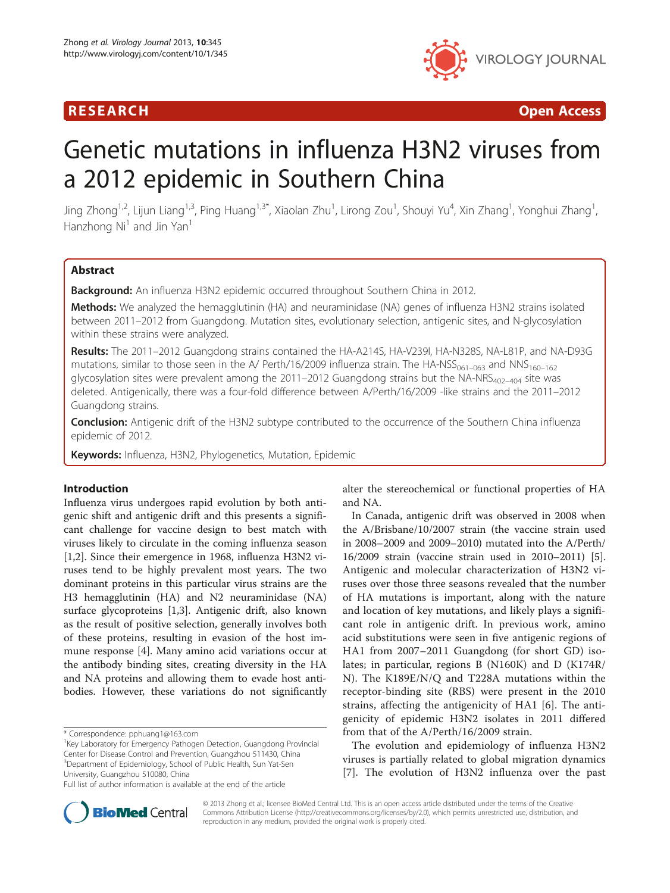RESEARCH Open Access

# Genetic mutations in influenza H3N2 viruses from a 2012 epidemic in Southern China

Jing Zhong[1,2], Lijun Liang[1,3], Ping Huang[1,3*], Xiaolan Zhu[1], Lirong Zou[1], Shouyi Yu[4], Xin Zhang[1], Yonghui Zhang[1], Hanzhong Ni[1] and Jin Yan[1]

## Abstract

**Background:** An influenza H3N2 epidemic occurred throughout Southern China in 2012.

**Methods:** We analyzed the hemagglutinin (HA) and neuraminidase (NA) genes of influenza H3N2 strains isolated between 2011–2012 from Guangdong. Mutation sites, evolutionary selection, antigenic sites, and N-glycosylation within these strains were analyzed.

**Results:** The 2011–2012 Guangdong strains contained the HA-A214S, HA-V239I, HA-N328S, NA-L81P, and NA-D93G mutations, similar to those seen in the A/ Perth/16/2009 influenza strain. The HA-$NSS_{061-063}$ and $NNS_{160-162}$ glycosylation sites were prevalent among the 2011–2012 Guangdong strains but the NA-$NRS_{402-404}$ site was deleted. Antigenically, there was a four-fold difference between A/Perth/16/2009 -like strains and the 2011–2012 Guangdong strains.

**Conclusion:** Antigenic drift of the H3N2 subtype contributed to the occurrence of the Southern China influenza epidemic of 2012.

**Keywords:** Influenza, H3N2, Phylogenetics, Mutation, Epidemic

## Introduction

Influenza virus undergoes rapid evolution by both antigenic shift and antigenic drift and this presents a significant challenge for vaccine design to best match with viruses likely to circulate in the coming influenza season [1,2]. Since their emergence in 1968, influenza H3N2 viruses tend to be highly prevalent most years. The two dominant proteins in this particular virus strains are the H3 hemagglutinin (HA) and N2 neuraminidase (NA) surface glycoproteins [1,3]. Antigenic drift, also known as the result of positive selection, generally involves both of these proteins, resulting in evasion of the host immune response [4]. Many amino acid variations occur at the antibody binding sites, creating diversity in the HA and NA proteins and allowing them to evade host antibodies. However, these variations do not significantly alter the stereochemical or functional properties of HA and NA.

In Canada, antigenic drift was observed in 2008 when the A/Brisbane/10/2007 strain (the vaccine strain used in 2008–2009 and 2009–2010) mutated into the A/Perth/16/2009 strain (vaccine strain used in 2010–2011) [5]. Antigenic and molecular characterization of H3N2 viruses over those three seasons revealed that the number of HA mutations is important, along with the nature and location of key mutations, and likely plays a significant role in antigenic drift. In previous work, amino acid substitutions were seen in five antigenic regions of HA1 from 2007–2011 Guangdong (for short GD) isolates; in particular, regions B (N160K) and D (K174R/N). The K189E/N/Q and T228A mutations within the receptor-binding site (RBS) were present in the 2010 strains, affecting the antigenicity of HA1 [6]. The antigenicity of epidemic H3N2 isolates in 2011 differed from that of the A/Perth/16/2009 strain.

The evolution and epidemiology of influenza H3N2 viruses is partially related to global migration dynamics [7]. The evolution of H3N2 influenza over the past

\* Correspondence: pphuang1@163.com
[1]Key Laboratory for Emergency Pathogen Detection, Guangdong Provincial Center for Disease Control and Prevention, Guangzhou 511430, China
[3]Department of Epidemiology, School of Public Health, Sun Yat-Sen University, Guangzhou 510080, China
Full list of author information is available at the end of the article

© 2013 Zhong et al.; licensee BioMed Central Ltd. This is an open access article distributed under the terms of the Creative Commons Attribution License (http://creativecommons.org/licenses/by/2.0), which permits unrestricted use, distribution, and reproduction in any medium, provided the original work is properly cited.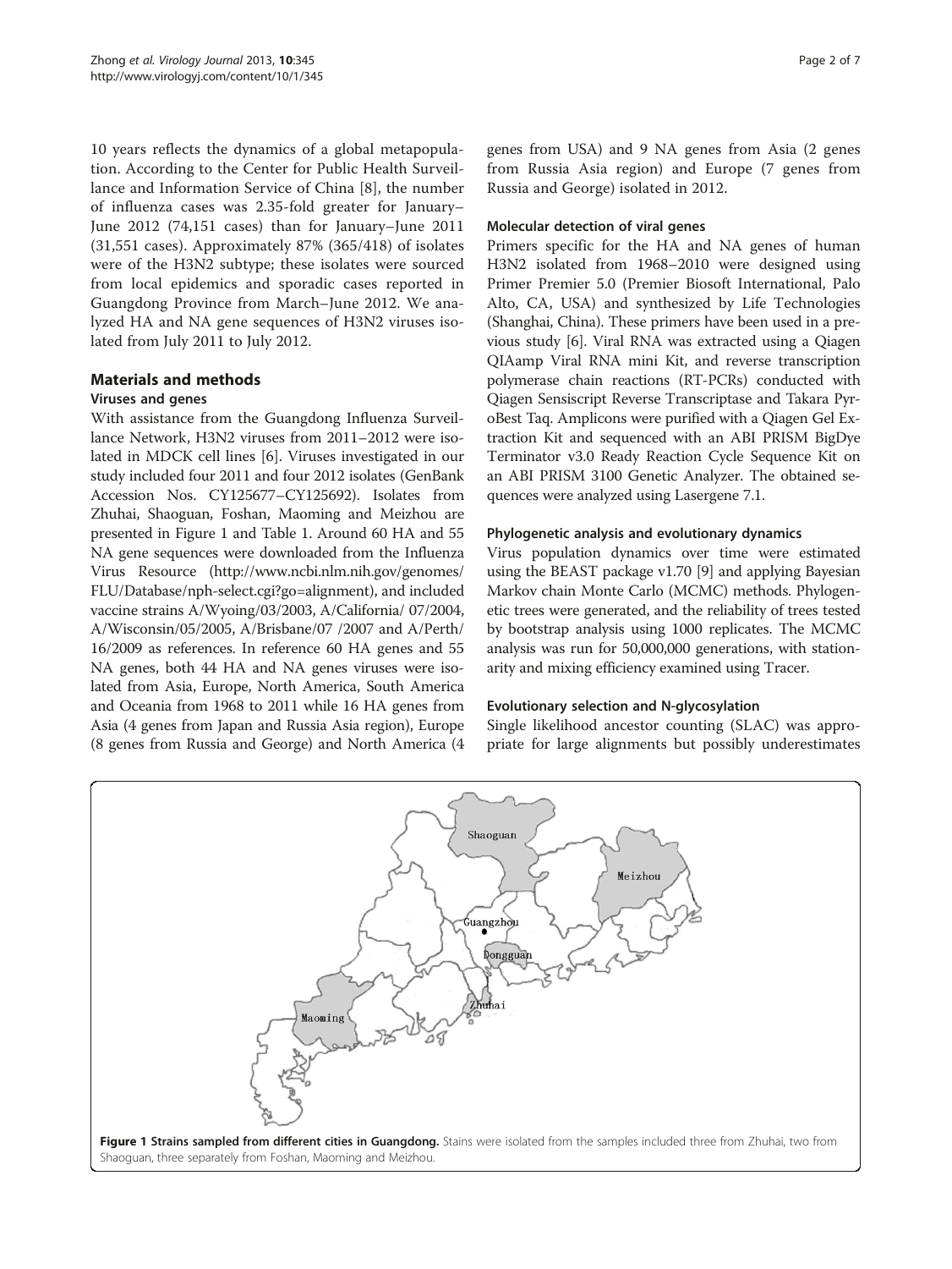10 years reflects the dynamics of a global metapopulation. According to the Center for Public Health Surveillance and Information Service of China [8], the number of influenza cases was 2.35-fold greater for January–June 2012 (74,151 cases) than for January–June 2011 (31,551 cases). Approximately 87% (365/418) of isolates were of the H3N2 subtype; these isolates were sourced from local epidemics and sporadic cases reported in Guangdong Province from March–June 2012. We analyzed HA and NA gene sequences of H3N2 viruses isolated from July 2011 to July 2012.

## Materials and methods

### Viruses and genes

With assistance from the Guangdong Influenza Surveillance Network, H3N2 viruses from 2011–2012 were isolated in MDCK cell lines [6]. Viruses investigated in our study included four 2011 and four 2012 isolates (GenBank Accession Nos. CY125677–CY125692). Isolates from Zhuhai, Shaoguan, Foshan, Maoming and Meizhou are presented in Figure 1 and Table 1. Around 60 HA and 55 NA gene sequences were downloaded from the Influenza Virus Resource (http://www.ncbi.nlm.nih.gov/genomes/FLU/Database/nph-select.cgi?go=alignment), and included vaccine strains A/Wyoing/03/2003, A/California/ 07/2004, A/Wisconsin/05/2005, A/Brisbane/07 /2007 and A/Perth/16/2009 as references. In reference 60 HA genes and 55 NA genes, both 44 HA and NA genes viruses were isolated from Asia, Europe, North America, South America and Oceania from 1968 to 2011 while 16 HA genes from Asia (4 genes from Japan and Russia Asia region), Europe (8 genes from Russia and George) and North America (4 genes from USA) and 9 NA genes from Asia (2 genes from Russia Asia region) and Europe (7 genes from Russia and George) isolated in 2012.

### Molecular detection of viral genes

Primers specific for the HA and NA genes of human H3N2 isolated from 1968–2010 were designed using Primer Premier 5.0 (Premier Biosoft International, Palo Alto, CA, USA) and synthesized by Life Technologies (Shanghai, China). These primers have been used in a previous study [6]. Viral RNA was extracted using a Qiagen QIAamp Viral RNA mini Kit, and reverse transcription polymerase chain reactions (RT-PCRs) conducted with Qiagen Sensiscript Reverse Transcriptase and Takara PyroBest Taq. Amplicons were purified with a Qiagen Gel Extraction Kit and sequenced with an ABI PRISM BigDye Terminator v3.0 Ready Reaction Cycle Sequence Kit on an ABI PRISM 3100 Genetic Analyzer. The obtained sequences were analyzed using Lasergene 7.1.

### Phylogenetic analysis and evolutionary dynamics

Virus population dynamics over time were estimated using the BEAST package v1.70 [9] and applying Bayesian Markov chain Monte Carlo (MCMC) methods. Phylogenetic trees were generated, and the reliability of trees tested by bootstrap analysis using 1000 replicates. The MCMC analysis was run for 50,000,000 generations, with stationarity and mixing efficiency examined using Tracer.

### Evolutionary selection and N-glycosylation

Single likelihood ancestor counting (SLAC) was appropriate for large alignments but possibly underestimates

Shaoguan

Meizhou

Guangzhou

Dongguan

Zhuhai

Maoming

**Figure 1 Strains sampled from different cities in Guangdong.** Stains were isolated from the samples included three from Zhuhai, two from Shaoguan, three separately from Foshan, Maoming and Meizhou.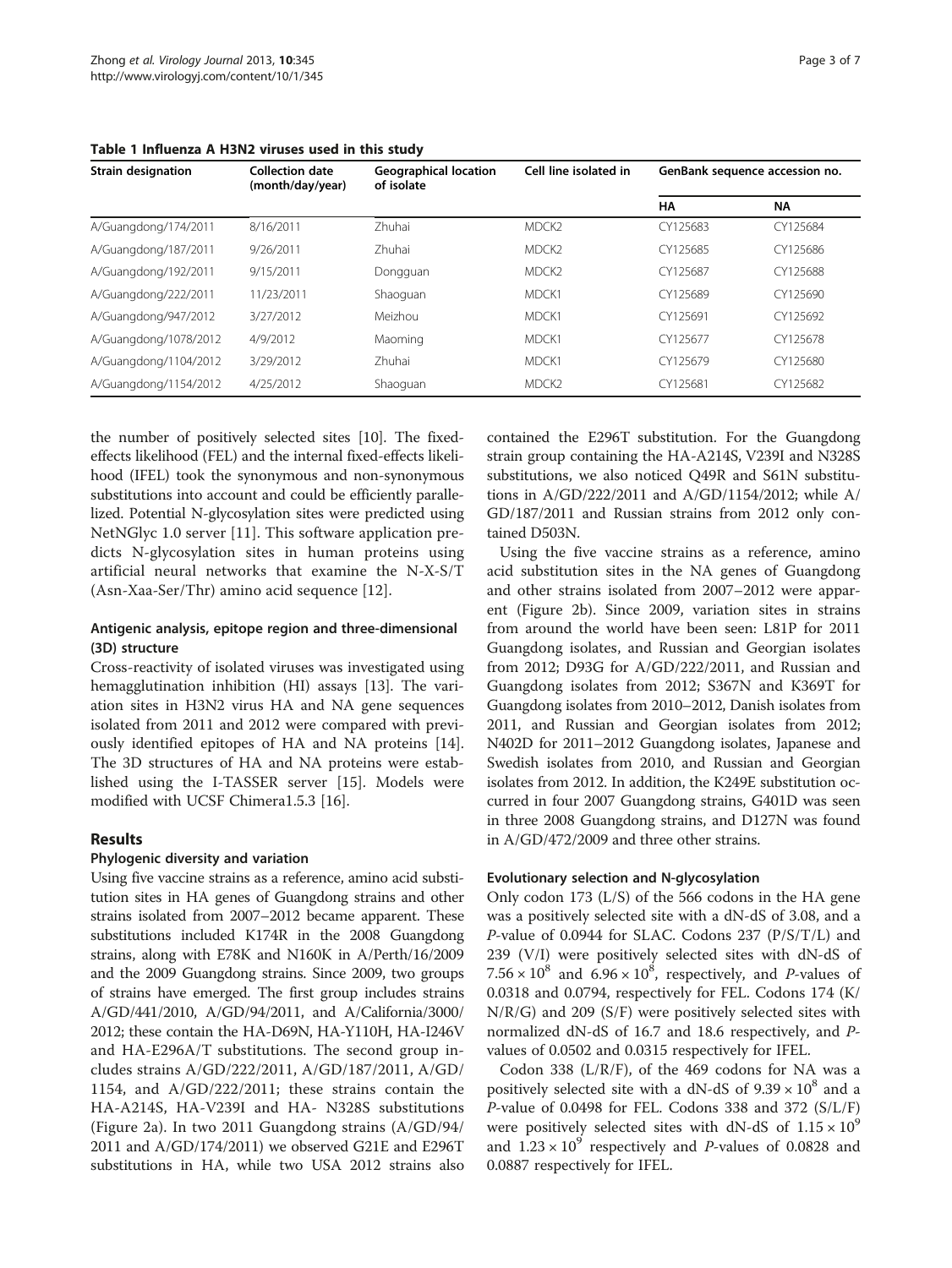**Table 1 Influenza A H3N2 viruses used in this study**

| Strain designation | Collection date (month/day/year) | Geographical location of isolate | Cell line isolated in | GenBank sequence accession no. | |
|---|---|---|---|---|---|
| | | | | HA | NA |
| A/Guangdong/174/2011 | 8/16/2011 | Zhuhai | MDCK2 | CY125683 | CY125684 |
| A/Guangdong/187/2011 | 9/26/2011 | Zhuhai | MDCK2 | CY125685 | CY125686 |
| A/Guangdong/192/2011 | 9/15/2011 | Dongguan | MDCK2 | CY125687 | CY125688 |
| A/Guangdong/222/2011 | 11/23/2011 | Shaoguan | MDCK1 | CY125689 | CY125690 |
| A/Guangdong/947/2012 | 3/27/2012 | Meizhou | MDCK1 | CY125691 | CY125692 |
| A/Guangdong/1078/2012 | 4/9/2012 | Maoming | MDCK1 | CY125677 | CY125678 |
| A/Guangdong/1104/2012 | 3/29/2012 | Zhuhai | MDCK1 | CY125679 | CY125680 |
| A/Guangdong/1154/2012 | 4/25/2012 | Shaoguan | MDCK2 | CY125681 | CY125682 |

the number of positively selected sites [10]. The fixed-effects likelihood (FEL) and the internal fixed-effects likelihood (IFEL) took the synonymous and non-synonymous substitutions into account and could be efficiently parallelized. Potential N-glycosylation sites were predicted using NetNGlyc 1.0 server [11]. This software application predicts N-glycosylation sites in human proteins using artificial neural networks that examine the N-X-S/T (Asn-Xaa-Ser/Thr) amino acid sequence [12].

### Antigenic analysis, epitope region and three-dimensional (3D) structure

Cross-reactivity of isolated viruses was investigated using hemagglutination inhibition (HI) assays [13]. The variation sites in H3N2 virus HA and NA gene sequences isolated from 2011 and 2012 were compared with previously identified epitopes of HA and NA proteins [14]. The 3D structures of HA and NA proteins were established using the I-TASSER server [15]. Models were modified with UCSF Chimera1.5.3 [16].

## Results

### Phylogenic diversity and variation

Using five vaccine strains as a reference, amino acid substitution sites in HA genes of Guangdong strains and other strains isolated from 2007–2012 became apparent. These substitutions included K174R in the 2008 Guangdong strains, along with E78K and N160K in A/Perth/16/2009 and the 2009 Guangdong strains. Since 2009, two groups of strains have emerged. The first group includes strains A/GD/441/2010, A/GD/94/2011, and A/California/3000/2012; these contain the HA-D69N, HA-Y110H, HA-I246V and HA-E296A/T substitutions. The second group includes strains A/GD/222/2011, A/GD/187/2011, A/GD/1154, and A/GD/222/2011; these strains contain the HA-A214S, HA-V239I and HA- N328S substitutions (Figure 2a). In two 2011 Guangdong strains (A/GD/94/2011 and A/GD/174/2011) we observed G21E and E296T substitutions in HA, while two USA 2012 strains also contained the E296T substitution. For the Guangdong strain group containing the HA-A214S, V239I and N328S substitutions, we also noticed Q49R and S61N substitutions in A/GD/222/2011 and A/GD/1154/2012; while A/GD/187/2011 and Russian strains from 2012 only contained D503N.

Using the five vaccine strains as a reference, amino acid substitution sites in the NA genes of Guangdong and other strains isolated from 2007–2012 were apparent (Figure 2b). Since 2009, variation sites in strains from around the world have been seen: L81P for 2011 Guangdong isolates, and Russian and Georgian isolates from 2012; D93G for A/GD/222/2011, and Russian and Guangdong isolates from 2012; S367N and K369T for Guangdong isolates from 2010–2012, Danish isolates from 2011, and Russian and Georgian isolates from 2012; N402D for 2011–2012 Guangdong isolates, Japanese and Swedish isolates from 2010, and Russian and Georgian isolates from 2012. In addition, the K249E substitution occurred in four 2007 Guangdong strains, G401D was seen in three 2008 Guangdong strains, and D127N was found in A/GD/472/2009 and three other strains.

### Evolutionary selection and N-glycosylation

Only codon 173 (L/S) of the 566 codons in the HA gene was a positively selected site with a dN-dS of 3.08, and a *P*-value of 0.0944 for SLAC. Codons 237 (P/S/T/L) and 239 (V/I) were positively selected sites with dN-dS of $7.56 \times 10^8$ and $6.96 \times 10^8$, respectively, and *P*-values of 0.0318 and 0.0794, respectively for FEL. Codons 174 (K/N/R/G) and 209 (S/F) were positively selected sites with normalized dN-dS of 16.7 and 18.6 respectively, and *P*-values of 0.0502 and 0.0315 respectively for IFEL.

Codon 338 (L/R/F), of the 469 codons for NA was a positively selected site with a dN-dS of $9.39 \times 10^8$ and a *P*-value of 0.0498 for FEL. Codons 338 and 372 (S/L/F) were positively selected sites with dN-dS of $1.15 \times 10^9$ and $1.23 \times 10^9$ respectively and *P*-values of 0.0828 and 0.0887 respectively for IFEL.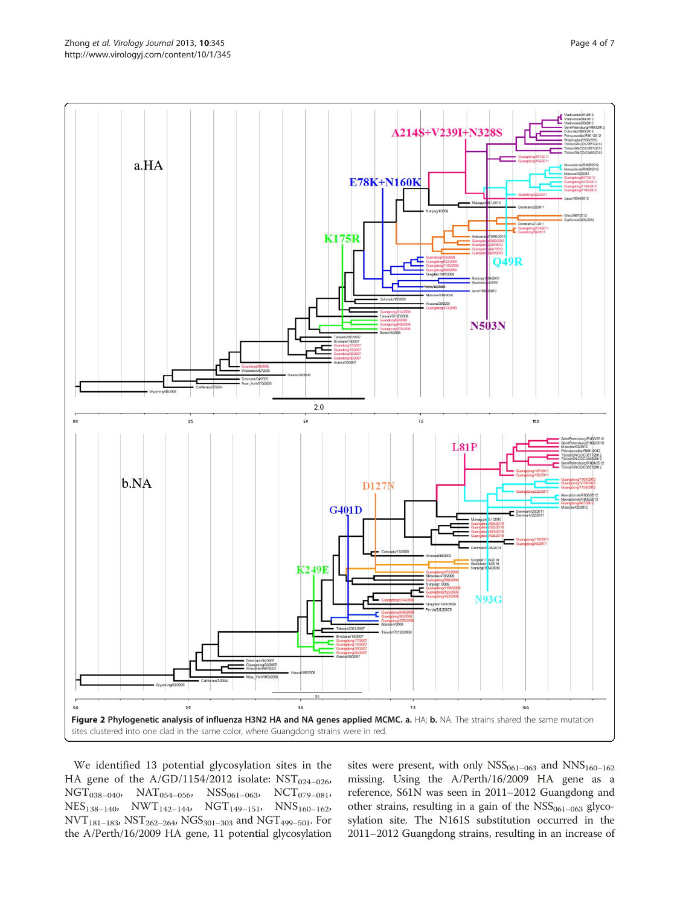**Figure 2 Phylogenetic analysis of influenza H3N2 HA and NA genes applied MCMC. a.** HA; **b.** NA. The strains shared the same mutation sites clustered into one clad in the same color, where Guangdong strains were in red.

We identified 13 potential glycosylation sites in the HA gene of the A/GD/1154/2012 isolate: $NST_{024-026}$, $NGT_{038-040}$, $NAT_{054-056}$, $NSS_{061-063}$, $NCT_{079-081}$, $NES_{138-140}$, $NWT_{142-144}$, $NGT_{149-151}$, $NNS_{160-162}$, $NVT_{181-183}$, $NST_{262-264}$, $NGS_{301-303}$ and $NGT_{499-501}$. For the A/Perth/16/2009 HA gene, 11 potential glycosylation sites were present, with only $NSS_{061-063}$ and $NNS_{160-162}$ missing. Using the A/Perth/16/2009 HA gene as a reference, S61N was seen in 2011–2012 Guangdong and other strains, resulting in a gain of the $NSS_{061-063}$ glycosylation site. The N161S substitution occurred in the 2011–2012 Guangdong strains, resulting in an increase of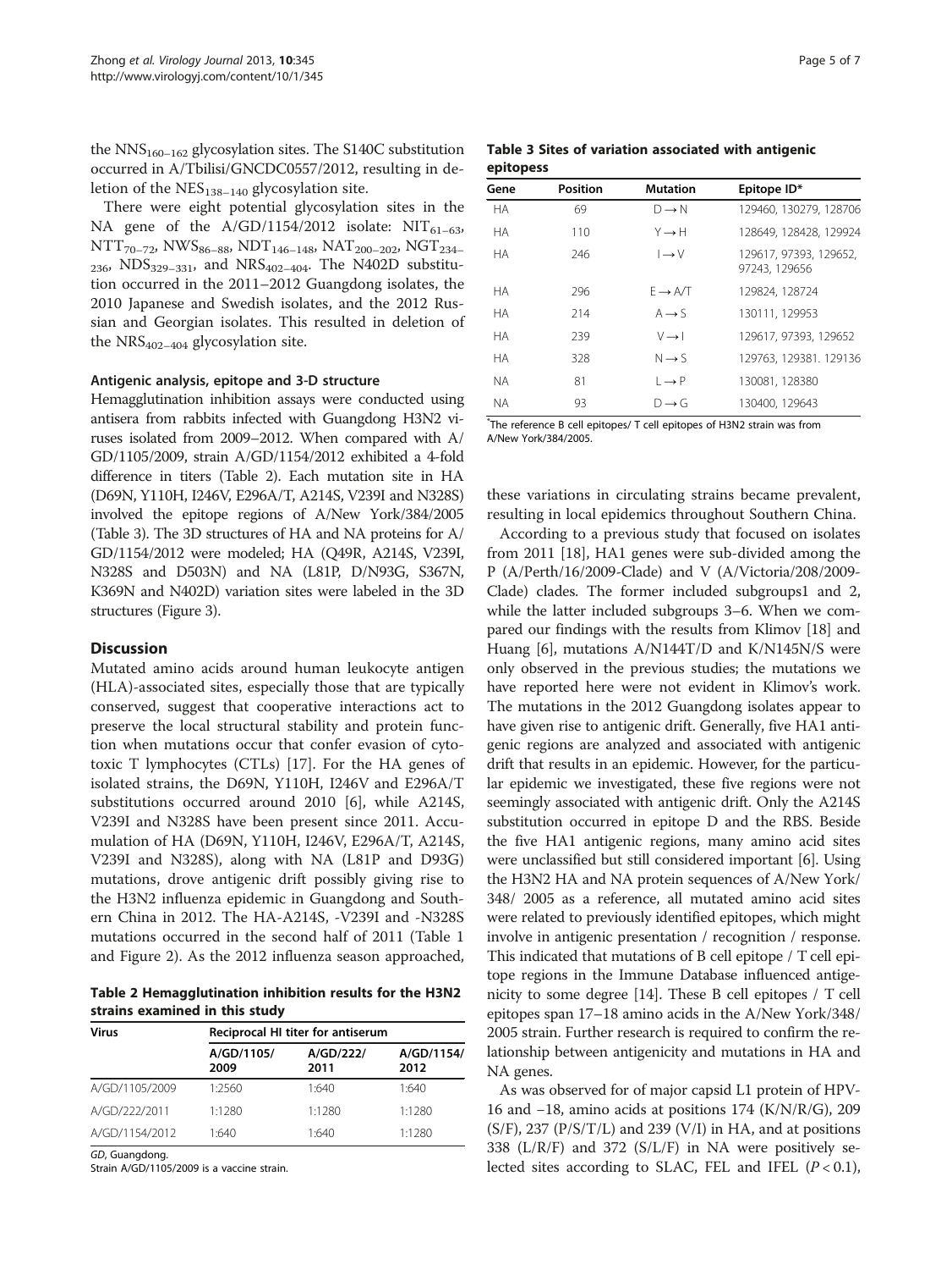the $NNS_{160–162}$ glycosylation sites. The S140C substitution occurred in A/Tbilisi/GNCDC0557/2012, resulting in deletion of the $NES_{138–140}$ glycosylation site.

There were eight potential glycosylation sites in the NA gene of the A/GD/1154/2012 isolate: $NIT_{61–63}$, $NTT_{70–72}$, $NWS_{86–88}$, $NDT_{146–148}$, $NAT_{200–202}$, $NGT_{234–236}$, $NDS_{329–331}$, and $NRS_{402–404}$. The N402D substitution occurred in the 2011–2012 Guangdong isolates, the 2010 Japanese and Swedish isolates, and the 2012 Russian and Georgian isolates. This resulted in deletion of the $NRS_{402–404}$ glycosylation site.

#### Antigenic analysis, epitope and 3-D structure

Hemagglutination inhibition assays were conducted using antisera from rabbits infected with Guangdong H3N2 viruses isolated from 2009–2012. When compared with A/GD/1105/2009, strain A/GD/1154/2012 exhibited a 4-fold difference in titers (Table 2). Each mutation site in HA (D69N, Y110H, I246V, E296A/T, A214S, V239I and N328S) involved the epitope regions of A/New York/384/2005 (Table 3). The 3D structures of HA and NA proteins for A/GD/1154/2012 were modeled; HA (Q49R, A214S, V239I, N328S and D503N) and NA (L81P, D/N93G, S367N, K369N and N402D) variation sites were labeled in the 3D structures (Figure 3).

**Table 3 Sites of variation associated with antigenic epitopess**

| Gene | Position | Mutation | Epitope ID* |
|---|---|---|---|
| HA | 69 | D → N | 129460, 130279, 128706 |
| HA | 110 | Y → H | 128649, 128428, 129924 |
| HA | 246 | I → V | 129617, 97393, 129652, 97243, 129656 |
| HA | 296 | E → A/T | 129824, 128724 |
| HA | 214 | A → S | 130111, 129953 |
| HA | 239 | V → I | 129617, 97393, 129652 |
| HA | 328 | N → S | 129763, 129381. 129136 |
| NA | 81 | L → P | 130081, 128380 |
| NA | 93 | D → G | 130400, 129643 |

*The reference B cell epitopes/ T cell epitopes of H3N2 strain was from A/New York/384/2005.

## Discussion

Mutated amino acids around human leukocyte antigen (HLA)-associated sites, especially those that are typically conserved, suggest that cooperative interactions act to preserve the local structural stability and protein function when mutations occur that confer evasion of cytotoxic T lymphocytes (CTLs) [17]. For the HA genes of isolated strains, the D69N, Y110H, I246V and E296A/T substitutions occurred around 2010 [6], while A214S, V239I and N328S have been present since 2011. Accumulation of HA (D69N, Y110H, I246V, E296A/T, A214S, V239I and N328S), along with NA (L81P and D93G) mutations, drove antigenic drift possibly giving rise to the H3N2 influenza epidemic in Guangdong and Southern China in 2012. The HA-A214S, -V239I and -N328S mutations occurred in the second half of 2011 (Table 1 and Figure 2). As the 2012 influenza season approached, these variations in circulating strains became prevalent, resulting in local epidemics throughout Southern China.

**Table 2 Hemagglutination inhibition results for the H3N2 strains examined in this study**

| Virus | Reciprocal HI titer for antiserum | | |
|---|---|---|---|
| | A/GD/1105/2009 | A/GD/222/2011 | A/GD/1154/2012 |
| A/GD/1105/2009 | 1:2560 | 1:640 | 1:640 |
| A/GD/222/2011 | 1:1280 | 1:1280 | 1:1280 |
| A/GD/1154/2012 | 1:640 | 1:640 | 1:1280 |

*GD*, Guangdong.
Strain A/GD/1105/2009 is a vaccine strain.

According to a previous study that focused on isolates from 2011 [18], HA1 genes were sub-divided among the P (A/Perth/16/2009-Clade) and V (A/Victoria/208/2009-Clade) clades. The former included subgroups1 and 2, while the latter included subgroups 3–6. When we compared our findings with the results from Klimov [18] and Huang [6], mutations A/N144T/D and K/N145N/S were only observed in the previous studies; the mutations we have reported here were not evident in Klimov's work. The mutations in the 2012 Guangdong isolates appear to have given rise to antigenic drift. Generally, five HA1 antigenic regions are analyzed and associated with antigenic drift that results in an epidemic. However, for the particular epidemic we investigated, these five regions were not seemingly associated with antigenic drift. Only the A214S substitution occurred in epitope D and the RBS. Beside the five HA1 antigenic regions, many amino acid sites were unclassified but still considered important [6]. Using the H3N2 HA and NA protein sequences of A/New York/348/ 2005 as a reference, all mutated amino acid sites were related to previously identified epitopes, which might involve in antigenic presentation / recognition / response. This indicated that mutations of B cell epitope / T cell epitope regions in the Immune Database influenced antigenicity to some degree [14]. These B cell epitopes / T cell epitopes span 17–18 amino acids in the A/New York/348/2005 strain. Further research is required to confirm the relationship between antigenicity and mutations in HA and NA genes.

As was observed for of major capsid L1 protein of HPV-16 and −18, amino acids at positions 174 (K/N/R/G), 209 (S/F), 237 (P/S/T/L) and 239 (V/I) in HA, and at positions 338 (L/R/F) and 372 (S/L/F) in NA were positively selected sites according to SLAC, FEL and IFEL ($P < 0.1$),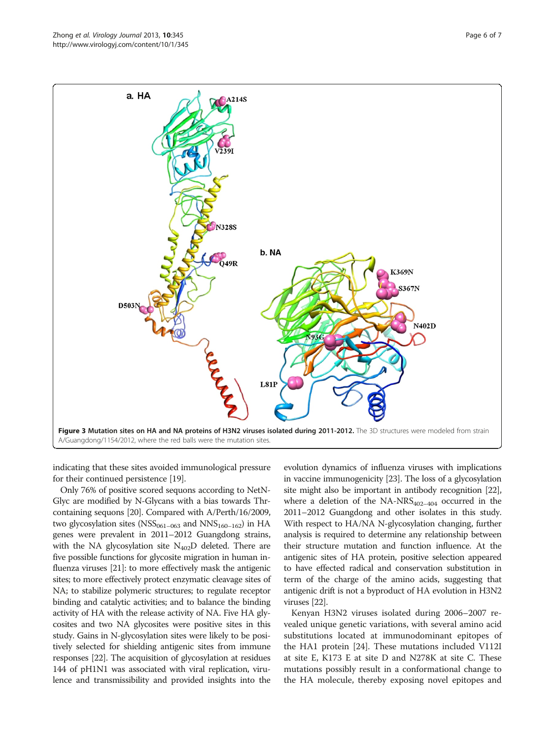**Figure 3 Mutation sites on HA and NA proteins of H3N2 viruses isolated during 2011-2012.** The 3D structures were modeled from strain A/Guangdong/1154/2012, where the red balls were the mutation sites.

indicating that these sites avoided immunological pressure for their continued persistence [19].

Only 76% of positive scored sequons according to NetNGlyc are modified by N-Glycans with a bias towards Thr-containing sequons [20]. Compared with A/Perth/16/2009, two glycosylation sites ($NSS_{061-063}$ and $NNS_{160-162}$) in HA genes were prevalent in 2011–2012 Guangdong strains, with the NA glycosylation site $N_{402}D$ deleted. There are five possible functions for glycosite migration in human influenza viruses [21]: to more effectively mask the antigenic sites; to more effectively protect enzymatic cleavage sites of NA; to stabilize polymeric structures; to regulate receptor binding and catalytic activities; and to balance the binding activity of HA with the release activity of NA. Five HA glycosites and two NA glycosites were positive sites in this study. Gains in N-glycosylation sites were likely to be positively selected for shielding antigenic sites from immune responses [22]. The acquisition of glycosylation at residues 144 of pH1N1 was associated with viral replication, virulence and transmissibility and provided insights into the evolution dynamics of influenza viruses with implications in vaccine immunogenicity [23]. The loss of a glycosylation site might also be important in antibody recognition [22], where a deletion of the NA-$NRS_{402-404}$ occurred in the 2011–2012 Guangdong and other isolates in this study. With respect to HA/NA N-glycosylation changing, further analysis is required to determine any relationship between their structure mutation and function influence. At the antigenic sites of HA protein, positive selection appeared to have effected radical and conservation substitution in term of the charge of the amino acids, suggesting that antigenic drift is not a byproduct of HA evolution in H3N2 viruses [22].

Kenyan H3N2 viruses isolated during 2006–2007 revealed unique genetic variations, with several amino acid substitutions located at immunodominant epitopes of the HA1 protein [24]. These mutations included V112I at site E, K173 E at site D and N278K at site C. These mutations possibly result in a conformational change to the HA molecule, thereby exposing novel epitopes and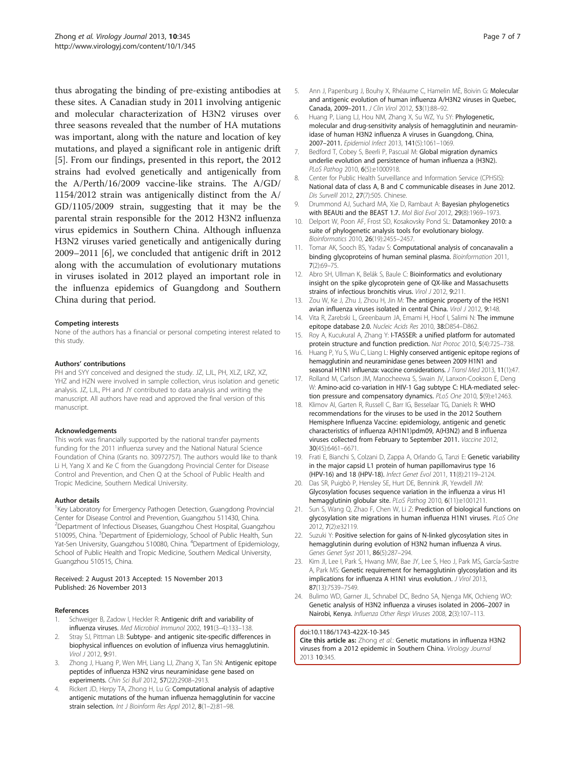thus abrogating the binding of pre-existing antibodies at these sites. A Canadian study in 2011 involving antigenic and molecular characterization of H3N2 viruses over three seasons revealed that the number of HA mutations was important, along with the nature and location of key mutations, and played a significant role in antigenic drift [5]. From our findings, presented in this report, the 2012 strains had evolved genetically and antigenically from the A/Perth/16/2009 vaccine-like strains. The A/GD/1154/2012 strain was antigenically distinct from the A/GD/1105/2009 strain, suggesting that it may be the parental strain responsible for the 2012 H3N2 influenza virus epidemics in Southern China. Although influenza H3N2 viruses varied genetically and antigenically during 2009–2011 [6], we concluded that antigenic drift in 2012 along with the accumulation of evolutionary mutations in viruses isolated in 2012 played an important role in the influenza epidemics of Guangdong and Southern China during that period.

#### Competing interests

None of the authors has a financial or personal competing interest related to this study.

#### Authors' contributions

PH and SYY conceived and designed the study. JZ, LJL, PH, XLZ, LRZ, XZ, YHZ and HZN were involved in sample collection, virus isolation and genetic analysis. JZ, LJL, PH and JY contributed to data analysis and writing the manuscript. All authors have read and approved the final version of this manuscript.

#### Acknowledgements

This work was financially supported by the national transfer payments funding for the 2011 influenza survey and the National Natural Science Foundation of China (Grants no. 30972757). The authors would like to thank Li H, Yang X and Ke C from the Guangdong Provincial Center for Disease Control and Prevention, and Chen Q at the School of Public Health and Tropic Medicine, Southern Medical University.

#### Author details

[1]Key Laboratory for Emergency Pathogen Detection, Guangdong Provincial Center for Disease Control and Prevention, Guangzhou 511430, China. [2]Department of Infectious Diseases, Guangzhou Chest Hospital, Guangzhou 510095, China. [3]Department of Epidemiology, School of Public Health, Sun Yat-Sen University, Guangzhou 510080, China. [4]Department of Epidemiology, School of Public Health and Tropic Medicine, Southern Medical University, Guangzhou 510515, China.

Received: 2 August 2013 Accepted: 15 November 2013
Published: 26 November 2013

#### References

1. Schweiger B, Zadow I, Heckler R: **Antigenic drift and variability of influenza viruses.** *Med Microbiol Immunol* 2002, **191**(3–4):133–138.
2. Stray SJ, Pittman LB: **Subtype- and antigenic site-specific differences in biophysical influences on evolution of influenza virus hemagglutinin.** *Virol J* 2012, **9:**91.
3. Zhong J, Huang P, Wen MH, Liang LJ, Zhang X, Tan SN: **Antigenic epitope peptides of influenza H3N2 virus neuraminidase gene based on experiments.** *Chin Sci Bull* 2012, **57**(22):2908–2913.
4. Rickert JD, Herpy TA, Zhong H, Lu G: **Computational analysis of adaptive antigenic mutations of the human influenza hemagglutinin for vaccine strain selection.** *Int J Bioinform Res Appl* 2012, **8**(1–2):81–98.
5. Ann J, Papenburg J, Bouhy X, Rhéaume C, Hamelin MÈ, Boivin G: **Molecular and antigenic evolution of human influenza A/H3N2 viruses in Quebec, Canada, 2009–2011.** *J Clin Virol* 2012, **53**(1):88–92.
6. Huang P, Liang LJ, Hou NM, Zhang X, Su WZ, Yu SY: **Phylogenetic, molecular and drug-sensitivity analysis of hemagglutinin and neuraminidase of human H3N2 influenza A viruses in Guangdong, China, 2007–2011.** *Epidemiol Infect* 2013, **141**(5):1061–1069.
7. Bedford T, Cobey S, Beerli P, Pascual M: **Global migration dynamics underlie evolution and persistence of human influenza a (H3N2).** *PLoS Pathog* 2010, **6**(5):e1000918.
8. Center for Public Health Surveillance and Information Service (CPHSIS): **National data of class A, B and C communicable diseases in June 2012.** *Dis Surveill* 2012, **27**(7):505. Chinese.
9. Drummond AJ, Suchard MA, Xie D, Rambaut A: **Bayesian phylogenetics with BEAUti and the BEAST 1.7.** *Mol Biol Evol* 2012, **29**(8):1969–1973.
10. Delport W, Poon AF, Frost SD, Kosakovsky Pond SL: **Datamonkey 2010: a suite of phylogenetic analysis tools for evolutionary biology.** *Bioinformatics* 2010, **26**(19):2455–2457.
11. Tomar AK, Sooch BS, Yadav S: **Computational analysis of concanavalin a binding glycoproteins of human seminal plasma.** *Bioinformation* 2011, **7**(2):69–75.
12. Abro SH, Ullman K, Belák S, Baule C: **Bioinformatics and evolutionary insight on the spike glycoprotein gene of QX-like and Massachusetts strains of infectious bronchitis virus.** *Virol J* 2012, **9:**211.
13. Zou W, Ke J, Zhu J, Zhou H, Jin M: **The antigenic property of the H5N1 avian influenza viruses isolated in central China.** *Virol J* 2012, **9:**148.
14. Vita R, Zarebski L, Greenbaum JA, Emami H, Hoof I, Salimi N: **The immune epitope database 2.0.** *Nucleic Acids Res* 2010, **38:**D854–D862.
15. Roy A, Kucukural A, Zhang Y: **I-TASSER: a unified platform for automated protein structure and function prediction.** *Nat Protoc* 2010, **5**(4):725–738.
16. Huang P, Yu S, Wu C, Liang L: **Highly conserved antigenic epitope regions of hemagglutinin and neuraminidase genes between 2009 H1N1 and seasonal H1N1 influenza: vaccine considerations.** *J Transl Med* 2013, **11**(1):47.
17. Rolland M, Carlson JM, Manocheewa S, Swain JV, Lanxon-Cookson E, Deng W: **Amino-acid co-variation in HIV-1 Gag subtype C: HLA-mediated selection pressure and compensatory dynamics.** *PLoS One* 2010, **5**(9):e12463.
18. Klimov AI, Garten R, Russell C, Barr IG, Besselaar TG, Daniels R: **WHO recommendations for the viruses to be used in the 2012 Southern Hemisphere Influenza Vaccine: epidemiology, antigenic and genetic characteristics of influenza A(H1N1)pdm09, A(H3N2) and B influenza viruses collected from February to September 2011.** *Vaccine* 2012, **30**(45):6461–6671.
19. Frati E, Bianchi S, Colzani D, Zappa A, Orlando G, Tanzi E: **Genetic variability in the major capsid L1 protein of human papillomavirus type 16 (HPV-16) and 18 (HPV-18).** *Infect Genet Evol* 2011, **11**(8):2119–2124.
20. Das SR, Puigbò P, Hensley SE, Hurt DE, Bennink JR, Yewdell JW: **Glycosylation focuses sequence variation in the influenza a virus H1 hemagglutinin globular site.** *PLoS Pathog* 2010, **6**(11):e1001211.
21. Sun S, Wang Q, Zhao F, Chen W, Li Z: **Prediction of biological functions on glycosylation site migrations in human influenza H1N1 viruses.** *PLoS One* 2012, **7**(2):e32119.
22. Suzuki Y: **Positive selection for gains of N-linked glycosylation sites in hemagglutinin during evolution of H3N2 human influenza A virus.** *Genes Genet Syst* 2011, **86**(5):287–294.
23. Kim JI, Lee I, Park S, Hwang MW, Bae JY, Lee S, Heo J, Park MS, García-Sastre A, Park MS: **Genetic requirement for hemagglutinin glycosylation and its implications for influenza A H1N1 virus evolution.** *J Virol* 2013, **87**(13):7539–7549.
24. Bulimo WD, Garner JL, Schnabel DC, Bedno SA, Njenga MK, Ochieng WO: **Genetic analysis of H3N2 influenza a viruses isolated in 2006–2007 in Nairobi, Kenya.** *Influenza Other Respi Viruses* 2008, **2**(3):107–113.

doi:10.1186/1743-422X-10-345
**Cite this article as:** Zhong *et al.*: Genetic mutations in influenza H3N2 viruses from a 2012 epidemic in Southern China. *Virology Journal* 2013 **10**:345.